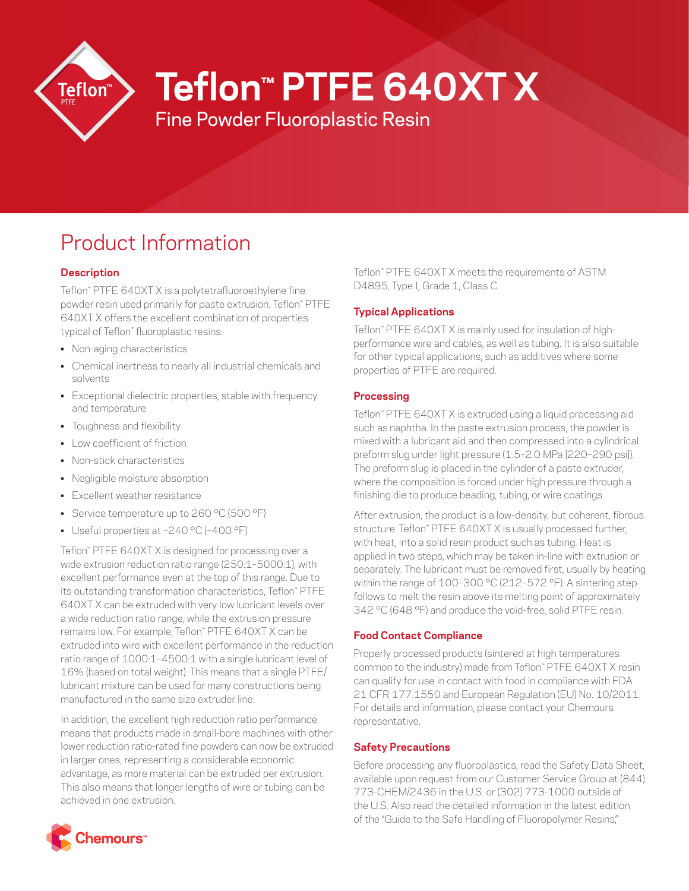# Teflon™ PTFE 640XT X

Fine Powder Fluoroplastic Resin

## Product Information

### Description

Teflon™ PTFE 640XT X is a polytetrafluoroethylene fine powder resin used primarily for paste extrusion. Teflon™ PTFE 640XT X offers the excellent combination of properties typical of Teflon™ fluoroplastic resins:

- Non-aging characteristics
- Chemical inertness to nearly all industrial chemicals and solvents
- Exceptional dielectric properties, stable with frequency and temperature
- Toughness and flexibility
- Low coefficient of friction
- Non-stick characteristics
- Negligible moisture absorption
- Excellent weather resistance
- Service temperature up to 260 °C (500 °F)
- Useful properties at –240 °C (–400 °F)

Teflon™ PTFE 640XT X is designed for processing over a wide extrusion reduction ratio range (250:1–5000:1), with excellent performance even at the top of this range. Due to its outstanding transformation characteristics, Teflon™ PTFE 640XT X can be extruded with very low lubricant levels over a wide reduction ratio range, while the extrusion pressure remains low. For example, Teflon™ PTFE 640XT X can be extruded into wire with excellent performance in the reduction ratio range of 1000:1–4500:1 with a single lubricant level of 16% (based on total weight). This means that a single PTFE/lubricant mixture can be used for many constructions being manufactured in the same size extruder line.

In addition, the excellent high reduction ratio performance means that products made in small-bore machines with other lower reduction ratio-rated fine powders can now be extruded in larger ones, representing a considerable economic advantage, as more material can be extruded per extrusion. This also means that longer lengths of wire or tubing can be achieved in one extrusion.

Teflon™ PTFE 640XT X meets the requirements of ASTM D4895, Type I, Grade 1, Class C.

### Typical Applications

Teflon™ PTFE 640XT X is mainly used for insulation of high-performance wire and cables, as well as tubing. It is also suitable for other typical applications, such as additives where some properties of PTFE are required.

### Processing

Teflon™ PTFE 640XT X is extruded using a liquid processing aid such as naphtha. In the paste extrusion process, the powder is mixed with a lubricant aid and then compressed into a cylindrical preform slug under light pressure (1.5–2.0 MPa [220–290 psi]). The preform slug is placed in the cylinder of a paste extruder, where the composition is forced under high pressure through a finishing die to produce beading, tubing, or wire coatings.

After extrusion, the product is a low-density, but coherent, fibrous structure. Teflon™ PTFE 640XT X is usually processed further, with heat, into a solid resin product such as tubing. Heat is applied in two steps, which may be taken in-line with extrusion or separately. The lubricant must be removed first, usually by heating within the range of 100–300 °C (212–572 °F). A sintering step follows to melt the resin above its melting point of approximately 342 °C (648 °F) and produce the void-free, solid PTFE resin.

### Food Contact Compliance

Properly processed products (sintered at high temperatures common to the industry) made from Teflon™ PTFE 640XT X resin can qualify for use in contact with food in compliance with FDA 21 CFR 177.1550 and European Regulation (EU) No. 10/2011. For details and information, please contact your Chemours representative.

### Safety Precautions

Before processing any fluoroplastics, read the Safety Data Sheet, available upon request from our Customer Service Group at (844) 773-CHEM/2436 in the U.S. or (302) 773-1000 outside of the U.S. Also read the detailed information in the latest edition of the "Guide to the Safe Handling of Fluoropolymer Resins,"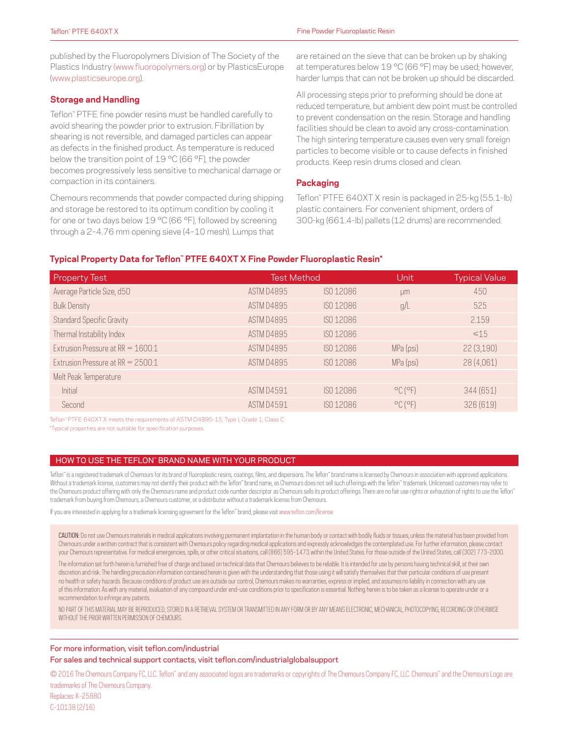published by the Fluoropolymers Division of The Society of the Plastics Industry (www.fluoropolymers.org) or by PlasticsEurope (www.plasticseurope.org).

## Storage and Handling

Teflon™ PTFE fine powder resins must be handled carefully to avoid shearing the powder prior to extrusion. Fibrillation by shearing is not reversible, and damaged particles can appear as defects in the finished product. As temperature is reduced below the transition point of 19 °C (66 °F), the powder becomes progressively less sensitive to mechanical damage or compaction in its containers.

Chemours recommends that powder compacted during shipping and storage be restored to its optimum condition by cooling it for one or two days below 19 °C (66 °F), followed by screening through a 2–4.76 mm opening sieve (4–10 mesh). Lumps that are retained on the sieve that can be broken up by shaking at temperatures below 19 °C (66 °F) may be used; however, harder lumps that can not be broken up should be discarded.

All processing steps prior to preforming should be done at reduced temperature, but ambient dew point must be controlled to prevent condensation on the resin. Storage and handling facilities should be clean to avoid any cross-contamination. The high sintering temperature causes even very small foreign particles to become visible or to cause defects in finished products. Keep resin drums closed and clean.

## Packaging

Teflon™ PTFE 640XT X resin is packaged in 25-kg (55.1-lb) plastic containers. For convenient shipment, orders of 300-kg (661.4-lb) pallets (12 drums) are recommended.

## Typical Property Data for Teflon™ PTFE 640XT X Fine Powder Fluoroplastic Resin*

| Property Test | Test Method | | Unit | Typical Value |
|---|---|---|---|---|
| Average Particle Size, d50 | ASTM D4895 | ISO 12086 | µm | 450 |
| Bulk Density | ASTM D4895 | ISO 12086 | g/L | 525 |
| Standard Specific Gravity | ASTM D4895 | ISO 12086 | | 2.159 |
| Thermal Instability Index | ASTM D4895 | ISO 12086 | | ≤15 |
| Extrusion Pressure at RR = 1600:1 | ASTM D4895 | ISO 12086 | MPa (psi) | 22 (3,190) |
| Extrusion Pressure at RR = 2500:1 | ASTM D4895 | ISO 12086 | MPa (psi) | 28 (4,061) |
| Melt Peak Temperature | | | | |
| Initial | ASTM D4591 | ISO 12086 | °C (°F) | 344 (651) |
| Second | ASTM D4591 | ISO 12086 | °C (°F) | 326 (619) |

Teflon™ PTFE 640XT X meets the requirements of ASTM D4895-15, Type I, Grade 1, Class C.
*Typical properties are not suitable for specification purposes.

## HOW TO USE THE TEFLON™ BRAND NAME WITH YOUR PRODUCT

Teflon™ is a registered trademark of Chemours for its brand of fluoroplastic resins, coatings, films, and dispersions. The Teflon™ brand name is licensed by Chemours in association with approved applications. Without a trademark license, customers may not identify their product with the Teflon™ brand name, as Chemours does not sell such offerings with the Teflon™ trademark. Unlicensed customers may refer to the Chemours product offering with only the Chemours name and product code number descriptor as Chemours sells its product offerings. There are no fair use rights or exhaustion of rights to use the Teflon™ trademark from buying from Chemours, a Chemours customer, or a distributor without a trademark license from Chemours.

If you are interested in applying for a trademark licensing agreement for the Teflon™ brand, please visit www.teflon.com/license

CAUTION: Do not use Chemours materials in medical applications involving permanent implantation in the human body or contact with bodily fluids or tissues, unless the material has been provided from Chemours under a written contract that is consistent with Chemours policy regarding medical applications and expressly acknowledges the contemplated use. For further information, please contact your Chemours representative. For medical emergencies, spills, or other critical situations, call (866) 595-1473 within the United States. For those outside of the United States, call (302) 773-2000.

The information set forth herein is furnished free of charge and based on technical data that Chemours believes to be reliable. It is intended for use by persons having technical skill, at their own discretion and risk. The handling precaution information contained herein is given with the understanding that those using it will satisfy themselves that their particular conditions of use present no health or safety hazards. Because conditions of product use are outside our control, Chemours makes no warranties, express or implied, and assumes no liability in connection with any use of this information. As with any material, evaluation of any compound under end-use conditions prior to specification is essential. Nothing herein is to be taken as a license to operate under or a recommendation to infringe any patents.

NO PART OF THIS MATERIAL MAY BE REPRODUCED, STORED IN A RETRIEVAL SYSTEM OR TRANSMITTED IN ANY FORM OR BY ANY MEANS ELECTRONIC, MECHANICAL, PHOTOCOPYING, RECORDING OR OTHERWISE WITHOUT THE PRIOR WRITTEN PERMISSION OF CHEMOURS.

For more information, visit teflon.com/industrial
For sales and technical support contacts, visit teflon.com/industrialglobalsupport

© 2016 The Chemours Company FC, LLC. Teflon™ and any associated logos are trademarks or copyrights of The Chemours Company FC, LLC. Chemours™ and the Chemours Logo are trademarks of The Chemours Company.
Replaces: K-25880
C-10138 (2/16)